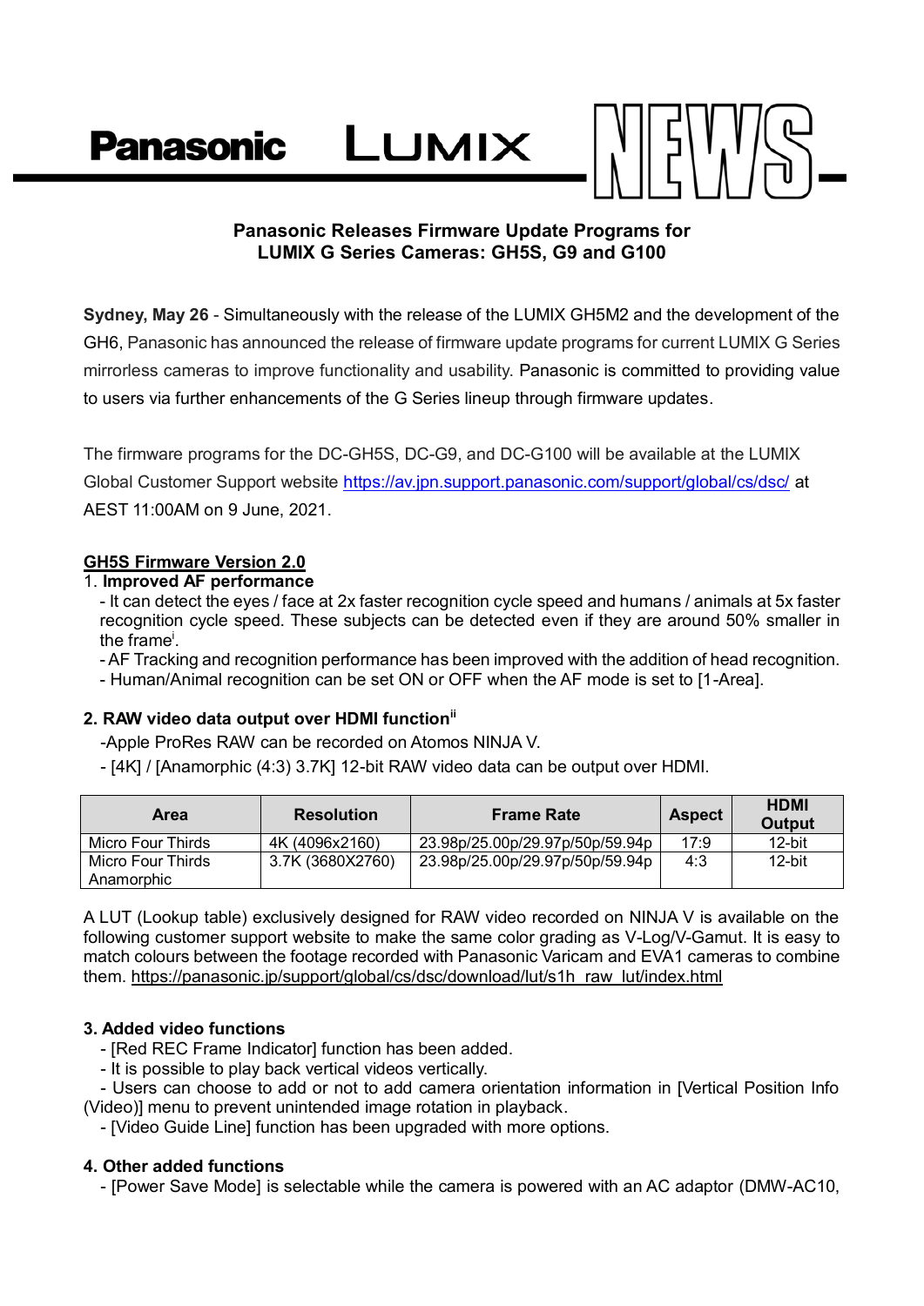Panasonic LUMIX NEWS

## Panasonic Releases Firmware Update Programs for LUMIX G Series Cameras: GH5S, G9 and G100

**Sydney, May 26** - Simultaneously with the release of the LUMIX GH5M2 and the development of the GH6, Panasonic has announced the release of firmware update programs for current LUMIX G Series mirrorless cameras to improve functionality and usability. Panasonic is committed to providing value to users via further enhancements of the G Series lineup through firmware updates.

The firmware programs for the DC-GH5S, DC-G9, and DC-G100 will be available at the LUMIX Global Customer Support website https://av.jpn.support.panasonic.com/support/global/cs/dsc/ at AEST 11:00AM on 9 June, 2021.

### GH5S Firmware Version 2.0

1. **Improved AF performance**
   - It can detect the eyes / face at 2x faster recognition cycle speed and humans / animals at 5x faster recognition cycle speed. These subjects can be detected even if they are around 50% smaller in the frame[i].
   - AF Tracking and recognition performance has been improved with the addition of head recognition.
   - Human/Animal recognition can be set ON or OFF when the AF mode is set to [1-Area].

**2. RAW video data output over HDMI function[ii]**

-Apple ProRes RAW can be recorded on Atomos NINJA V.

- [4K] / [Anamorphic (4:3) 3.7K] 12-bit RAW video data can be output over HDMI.

| Area | Resolution | Frame Rate | Aspect | HDMI Output |
|---|---|---|---|---|
| Micro Four Thirds | 4K (4096x2160) | 23.98p/25.00p/29.97p/50p/59.94p | 17:9 | 12-bit |
| Micro Four Thirds Anamorphic | 3.7K (3680X2760) | 23.98p/25.00p/29.97p/50p/59.94p | 4:3 | 12-bit |

A LUT (Lookup table) exclusively designed for RAW video recorded on NINJA V is available on the following customer support website to make the same color grading as V-Log/V-Gamut. It is easy to match colours between the footage recorded with Panasonic Varicam and EVA1 cameras to combine them. https://panasonic.jp/support/global/cs/dsc/download/lut/s1h_raw_lut/index.html

**3. Added video functions**

- [Red REC Frame Indicator] function has been added.
- It is possible to play back vertical videos vertically.
- Users can choose to add or not to add camera orientation information in [Vertical Position Info (Video)] menu to prevent unintended image rotation in playback.
- [Video Guide Line] function has been upgraded with more options.

**4. Other added functions**

- [Power Save Mode] is selectable while the camera is powered with an AC adaptor (DMW-AC10,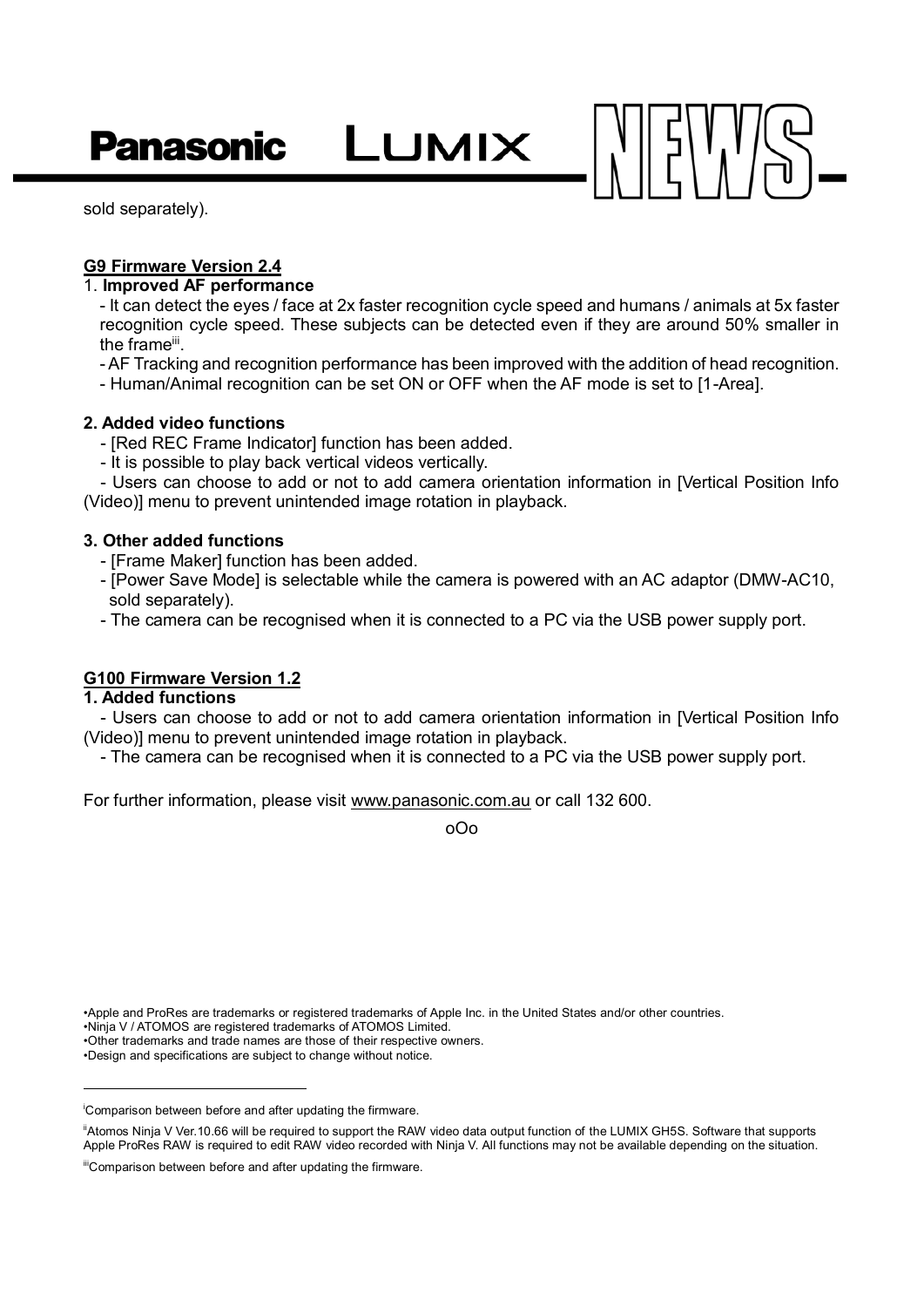sold separately).

**G9 Firmware Version 2.4**

1. **Improved AF performance**
   - It can detect the eyes / face at 2x faster recognition cycle speed and humans / animals at 5x faster recognition cycle speed. These subjects can be detected even if they are around 50% smaller in the frame[iii].
   - AF Tracking and recognition performance has been improved with the addition of head recognition.
   - Human/Animal recognition can be set ON or OFF when the AF mode is set to [1-Area].

**2. Added video functions**

- [Red REC Frame Indicator] function has been added.
- It is possible to play back vertical videos vertically.
- Users can choose to add or not to add camera orientation information in [Vertical Position Info (Video)] menu to prevent unintended image rotation in playback.

**3. Other added functions**

- [Frame Maker] function has been added.
- [Power Save Mode] is selectable while the camera is powered with an AC adaptor (DMW-AC10, sold separately).
- The camera can be recognised when it is connected to a PC via the USB power supply port.

**G100 Firmware Version 1.2**

**1. Added functions**

- Users can choose to add or not to add camera orientation information in [Vertical Position Info (Video)] menu to prevent unintended image rotation in playback.
- The camera can be recognised when it is connected to a PC via the USB power supply port.

For further information, please visit www.panasonic.com.au or call 132 600.

oOo

•Apple and ProRes are trademarks or registered trademarks of Apple Inc. in the United States and/or other countries.
•Ninja V / ATOMOS are registered trademarks of ATOMOS Limited.
•Other trademarks and trade names are those of their respective owners.
•Design and specifications are subject to change without notice.

---

[i] Comparison between before and after updating the firmware.

[ii] Atomos Ninja V Ver.10.66 will be required to support the RAW video data output function of the LUMIX GH5S. Software that supports Apple ProRes RAW is required to edit RAW video recorded with Ninja V. All functions may not be available depending on the situation.

[iii] Comparison between before and after updating the firmware.